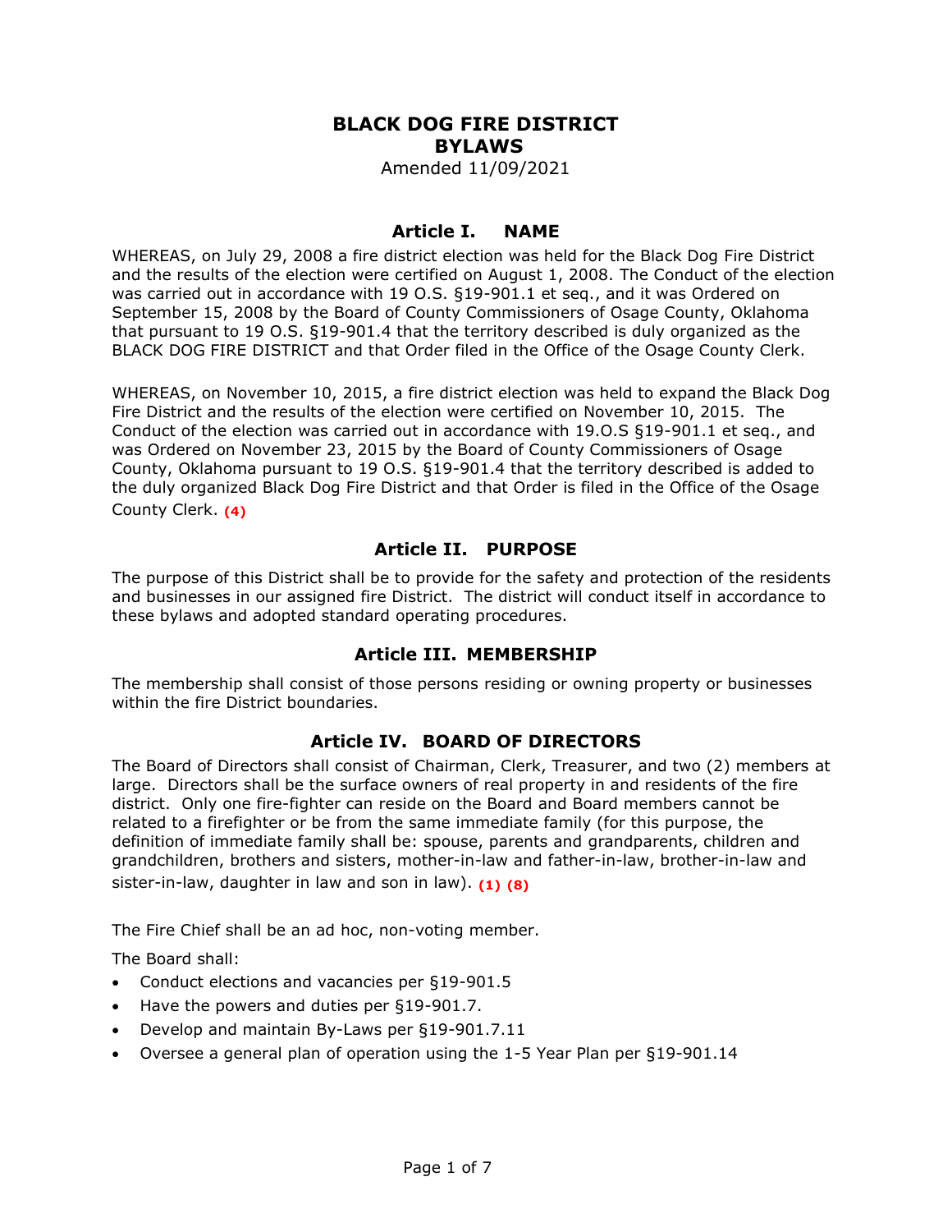# BLACK DOG FIRE DISTRICT
# BYLAWS

Amended 11/09/2021

## Article I. NAME

WHEREAS, on July 29, 2008 a fire district election was held for the Black Dog Fire District and the results of the election were certified on August 1, 2008. The Conduct of the election was carried out in accordance with 19 O.S. §19-901.1 et seq., and it was Ordered on September 15, 2008 by the Board of County Commissioners of Osage County, Oklahoma that pursuant to 19 O.S. §19-901.4 that the territory described is duly organized as the BLACK DOG FIRE DISTRICT and that Order filed in the Office of the Osage County Clerk.

WHEREAS, on November 10, 2015, a fire district election was held to expand the Black Dog Fire District and the results of the election were certified on November 10, 2015. The Conduct of the election was carried out in accordance with 19.O.S §19-901.1 et seq., and was Ordered on November 23, 2015 by the Board of County Commissioners of Osage County, Oklahoma pursuant to 19 O.S. §19-901.4 that the territory described is added to the duly organized Black Dog Fire District and that Order is filed in the Office of the Osage County Clerk. **(4)**

## Article II. PURPOSE

The purpose of this District shall be to provide for the safety and protection of the residents and businesses in our assigned fire District. The district will conduct itself in accordance to these bylaws and adopted standard operating procedures.

## Article III. MEMBERSHIP

The membership shall consist of those persons residing or owning property or businesses within the fire District boundaries.

## Article IV. BOARD OF DIRECTORS

The Board of Directors shall consist of Chairman, Clerk, Treasurer, and two (2) members at large. Directors shall be the surface owners of real property in and residents of the fire district. Only one fire-fighter can reside on the Board and Board members cannot be related to a firefighter or be from the same immediate family (for this purpose, the definition of immediate family shall be: spouse, parents and grandparents, children and grandchildren, brothers and sisters, mother-in-law and father-in-law, brother-in-law and sister-in-law, daughter in law and son in law). **(1) (8)**

The Fire Chief shall be an ad hoc, non-voting member.

The Board shall:

- Conduct elections and vacancies per §19-901.5
- Have the powers and duties per §19-901.7.
- Develop and maintain By-Laws per §19-901.7.11
- Oversee a general plan of operation using the 1-5 Year Plan per §19-901.14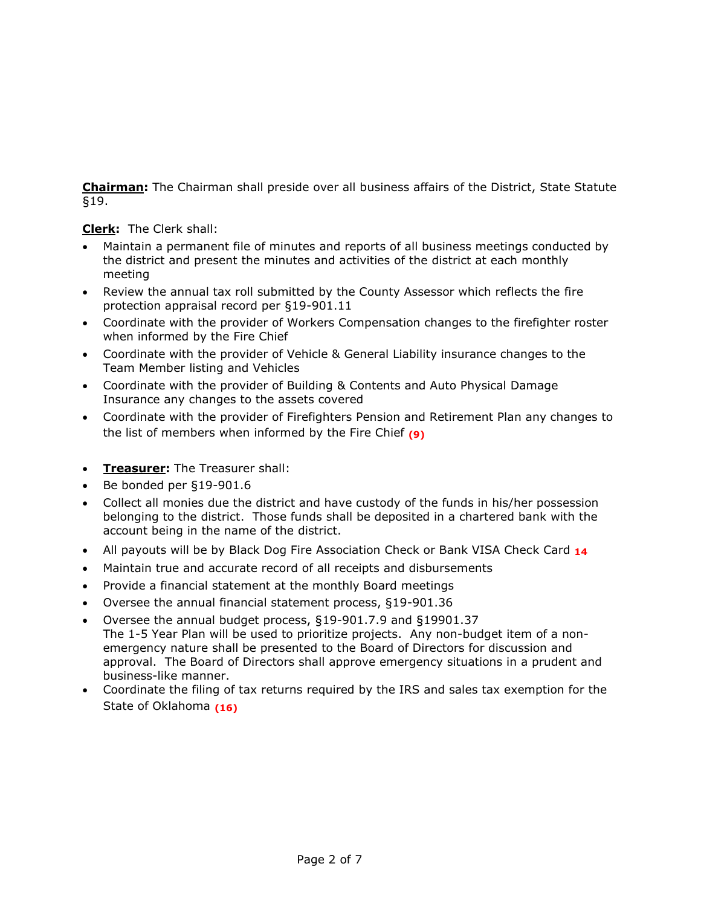**<u>Chairman</u>:** The Chairman shall preside over all business affairs of the District, State Statute §19.

**<u>Clerk</u>:** The Clerk shall:

- Maintain a permanent file of minutes and reports of all business meetings conducted by the district and present the minutes and activities of the district at each monthly meeting
- Review the annual tax roll submitted by the County Assessor which reflects the fire protection appraisal record per §19-901.11
- Coordinate with the provider of Workers Compensation changes to the firefighter roster when informed by the Fire Chief
- Coordinate with the provider of Vehicle & General Liability insurance changes to the Team Member listing and Vehicles
- Coordinate with the provider of Building & Contents and Auto Physical Damage Insurance any changes to the assets covered
- Coordinate with the provider of Firefighters Pension and Retirement Plan any changes to the list of members when informed by the Fire Chief **(9)**

- **<u>Treasurer</u>:** The Treasurer shall:
- Be bonded per §19-901.6
- Collect all monies due the district and have custody of the funds in his/her possession belonging to the district. Those funds shall be deposited in a chartered bank with the account being in the name of the district.
- All payouts will be by Black Dog Fire Association Check or Bank VISA Check Card **14**
- Maintain true and accurate record of all receipts and disbursements
- Provide a financial statement at the monthly Board meetings
- Oversee the annual financial statement process, §19-901.36
- Oversee the annual budget process, §19-901.7.9 and §19901.37
  The 1-5 Year Plan will be used to prioritize projects. Any non-budget item of a non-emergency nature shall be presented to the Board of Directors for discussion and approval. The Board of Directors shall approve emergency situations in a prudent and business-like manner.
- Coordinate the filing of tax returns required by the IRS and sales tax exemption for the State of Oklahoma **(16)**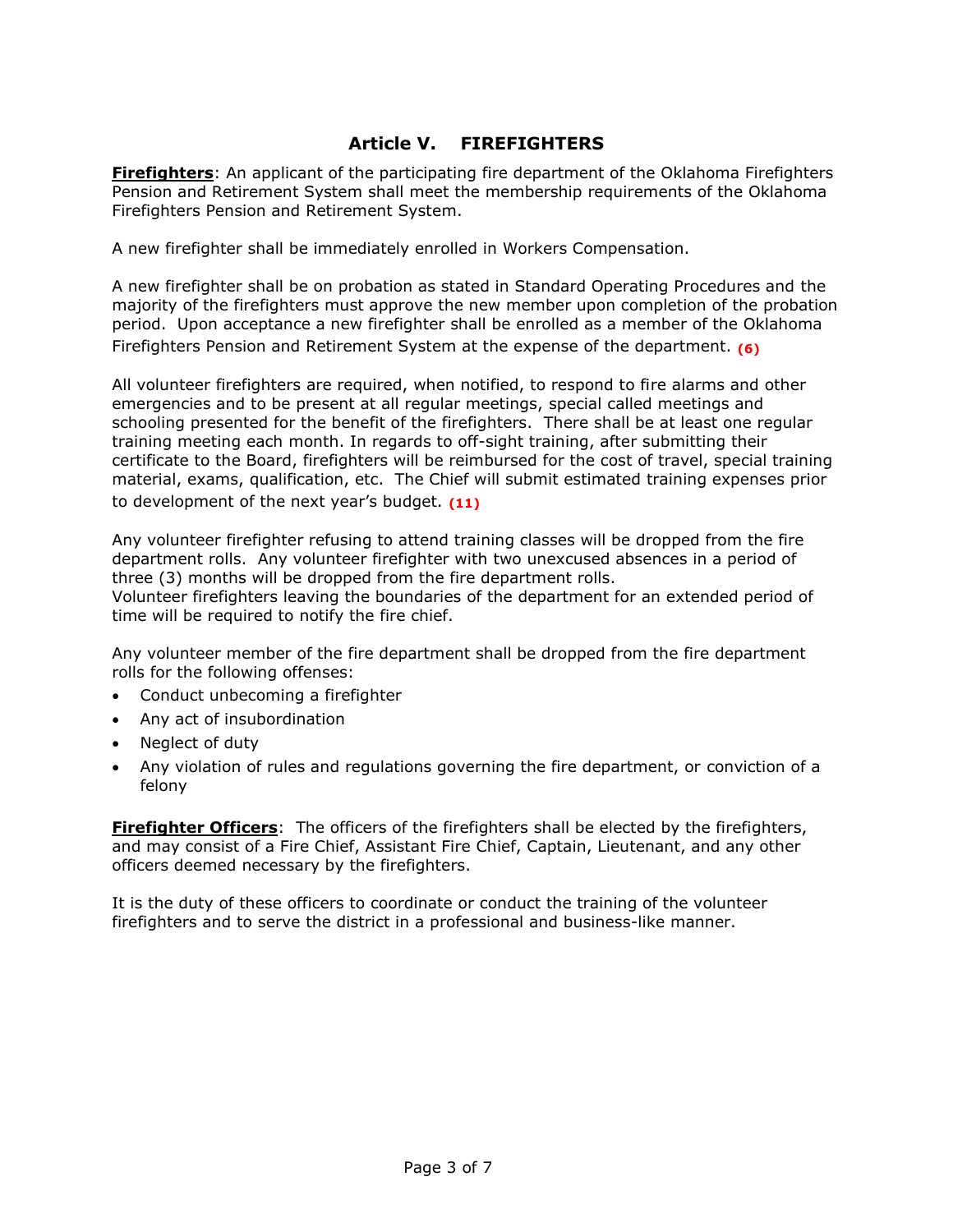## Article V. FIREFIGHTERS

**Firefighters**: An applicant of the participating fire department of the Oklahoma Firefighters Pension and Retirement System shall meet the membership requirements of the Oklahoma Firefighters Pension and Retirement System.

A new firefighter shall be immediately enrolled in Workers Compensation.

A new firefighter shall be on probation as stated in Standard Operating Procedures and the majority of the firefighters must approve the new member upon completion of the probation period. Upon acceptance a new firefighter shall be enrolled as a member of the Oklahoma Firefighters Pension and Retirement System at the expense of the department. **(6)**

All volunteer firefighters are required, when notified, to respond to fire alarms and other emergencies and to be present at all regular meetings, special called meetings and schooling presented for the benefit of the firefighters. There shall be at least one regular training meeting each month. In regards to off-sight training, after submitting their certificate to the Board, firefighters will be reimbursed for the cost of travel, special training material, exams, qualification, etc. The Chief will submit estimated training expenses prior to development of the next year's budget. **(11)**

Any volunteer firefighter refusing to attend training classes will be dropped from the fire department rolls. Any volunteer firefighter with two unexcused absences in a period of three (3) months will be dropped from the fire department rolls.
Volunteer firefighters leaving the boundaries of the department for an extended period of time will be required to notify the fire chief.

Any volunteer member of the fire department shall be dropped from the fire department rolls for the following offenses:

- Conduct unbecoming a firefighter
- Any act of insubordination
- Neglect of duty
- Any violation of rules and regulations governing the fire department, or conviction of a felony

**Firefighter Officers**: The officers of the firefighters shall be elected by the firefighters, and may consist of a Fire Chief, Assistant Fire Chief, Captain, Lieutenant, and any other officers deemed necessary by the firefighters.

It is the duty of these officers to coordinate or conduct the training of the volunteer firefighters and to serve the district in a professional and business-like manner.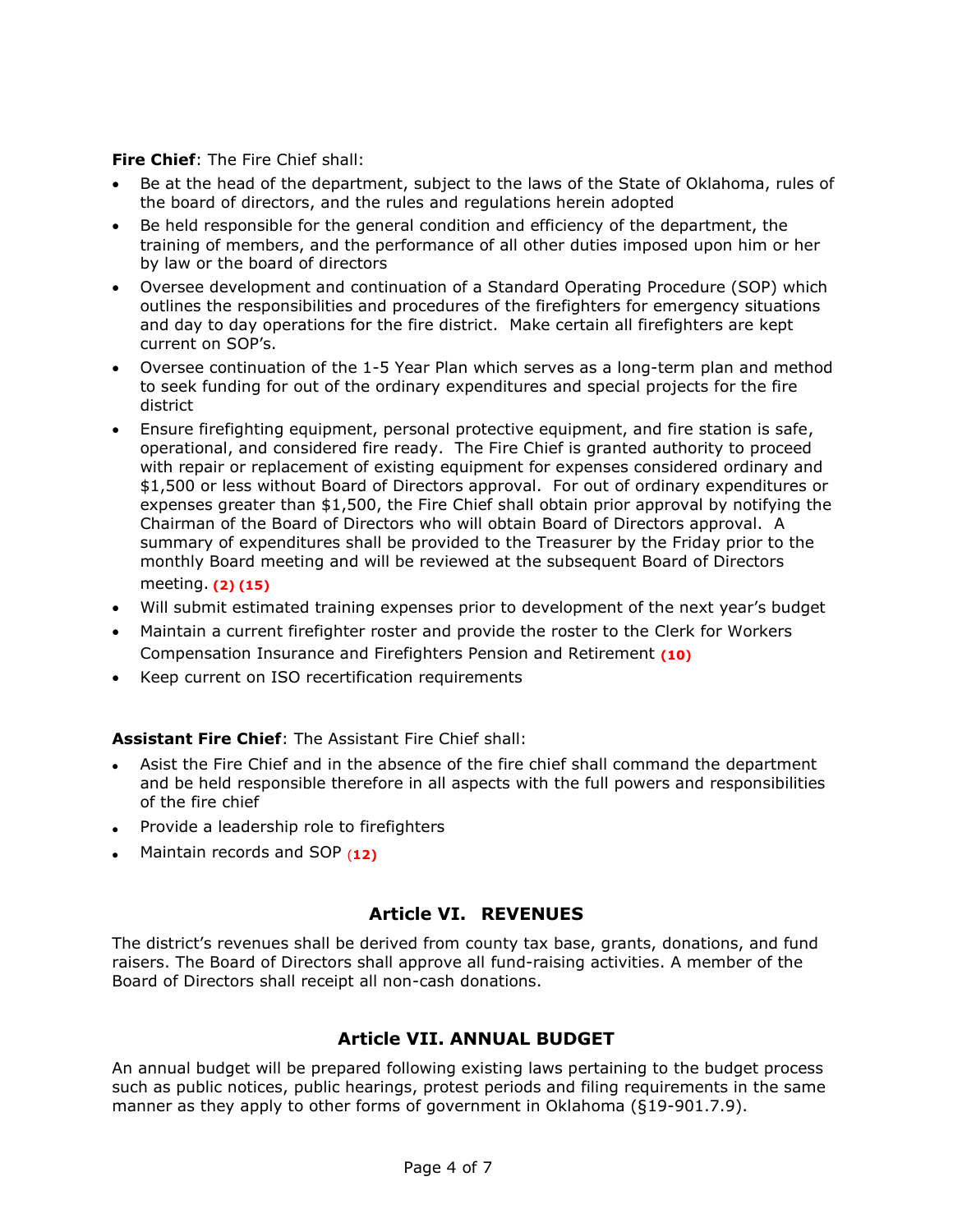**Fire Chief**: The Fire Chief shall:

- Be at the head of the department, subject to the laws of the State of Oklahoma, rules of the board of directors, and the rules and regulations herein adopted
- Be held responsible for the general condition and efficiency of the department, the training of members, and the performance of all other duties imposed upon him or her by law or the board of directors
- Oversee development and continuation of a Standard Operating Procedure (SOP) which outlines the responsibilities and procedures of the firefighters for emergency situations and day to day operations for the fire district. Make certain all firefighters are kept current on SOP's.
- Oversee continuation of the 1-5 Year Plan which serves as a long-term plan and method to seek funding for out of the ordinary expenditures and special projects for the fire district
- Ensure firefighting equipment, personal protective equipment, and fire station is safe, operational, and considered fire ready. The Fire Chief is granted authority to proceed with repair or replacement of existing equipment for expenses considered ordinary and $1,500 or less without Board of Directors approval. For out of ordinary expenditures or expenses greater than $1,500, the Fire Chief shall obtain prior approval by notifying the Chairman of the Board of Directors who will obtain Board of Directors approval. A summary of expenditures shall be provided to the Treasurer by the Friday prior to the monthly Board meeting and will be reviewed at the subsequent Board of Directors meeting. **(2) (15)**
- Will submit estimated training expenses prior to development of the next year's budget
- Maintain a current firefighter roster and provide the roster to the Clerk for Workers Compensation Insurance and Firefighters Pension and Retirement **(10)**
- Keep current on ISO recertification requirements

**Assistant Fire Chief**: The Assistant Fire Chief shall:

- Asist the Fire Chief and in the absence of the fire chief shall command the department and be held responsible therefore in all aspects with the full powers and responsibilities of the fire chief
- Provide a leadership role to firefighters
- Maintain records and SOP **(12)**

## Article VI. REVENUES

The district's revenues shall be derived from county tax base, grants, donations, and fund raisers. The Board of Directors shall approve all fund-raising activities. A member of the Board of Directors shall receipt all non-cash donations.

## Article VII. ANNUAL BUDGET

An annual budget will be prepared following existing laws pertaining to the budget process such as public notices, public hearings, protest periods and filing requirements in the same manner as they apply to other forms of government in Oklahoma (§19-901.7.9).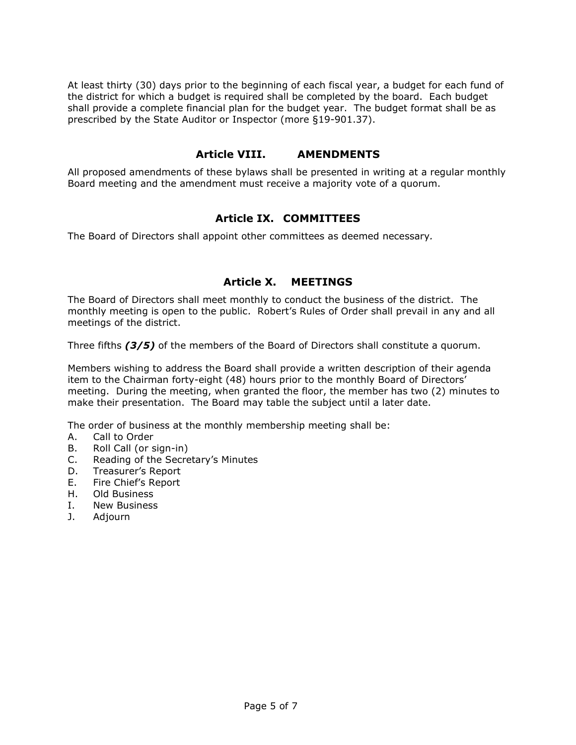At least thirty (30) days prior to the beginning of each fiscal year, a budget for each fund of the district for which a budget is required shall be completed by the board. Each budget shall provide a complete financial plan for the budget year. The budget format shall be as prescribed by the State Auditor or Inspector (more §19-901.37).

## Article VIII. AMENDMENTS

All proposed amendments of these bylaws shall be presented in writing at a regular monthly Board meeting and the amendment must receive a majority vote of a quorum.

## Article IX. COMMITTEES

The Board of Directors shall appoint other committees as deemed necessary.

## Article X. MEETINGS

The Board of Directors shall meet monthly to conduct the business of the district. The monthly meeting is open to the public. Robert's Rules of Order shall prevail in any and all meetings of the district.

Three fifths ***(3/5)*** of the members of the Board of Directors shall constitute a quorum.

Members wishing to address the Board shall provide a written description of their agenda item to the Chairman forty-eight (48) hours prior to the monthly Board of Directors' meeting. During the meeting, when granted the floor, the member has two (2) minutes to make their presentation. The Board may table the subject until a later date.

The order of business at the monthly membership meeting shall be:

A. Call to Order
B. Roll Call (or sign-in)
C. Reading of the Secretary's Minutes
D. Treasurer's Report
E. Fire Chief's Report
H. Old Business
I. New Business
J. Adjourn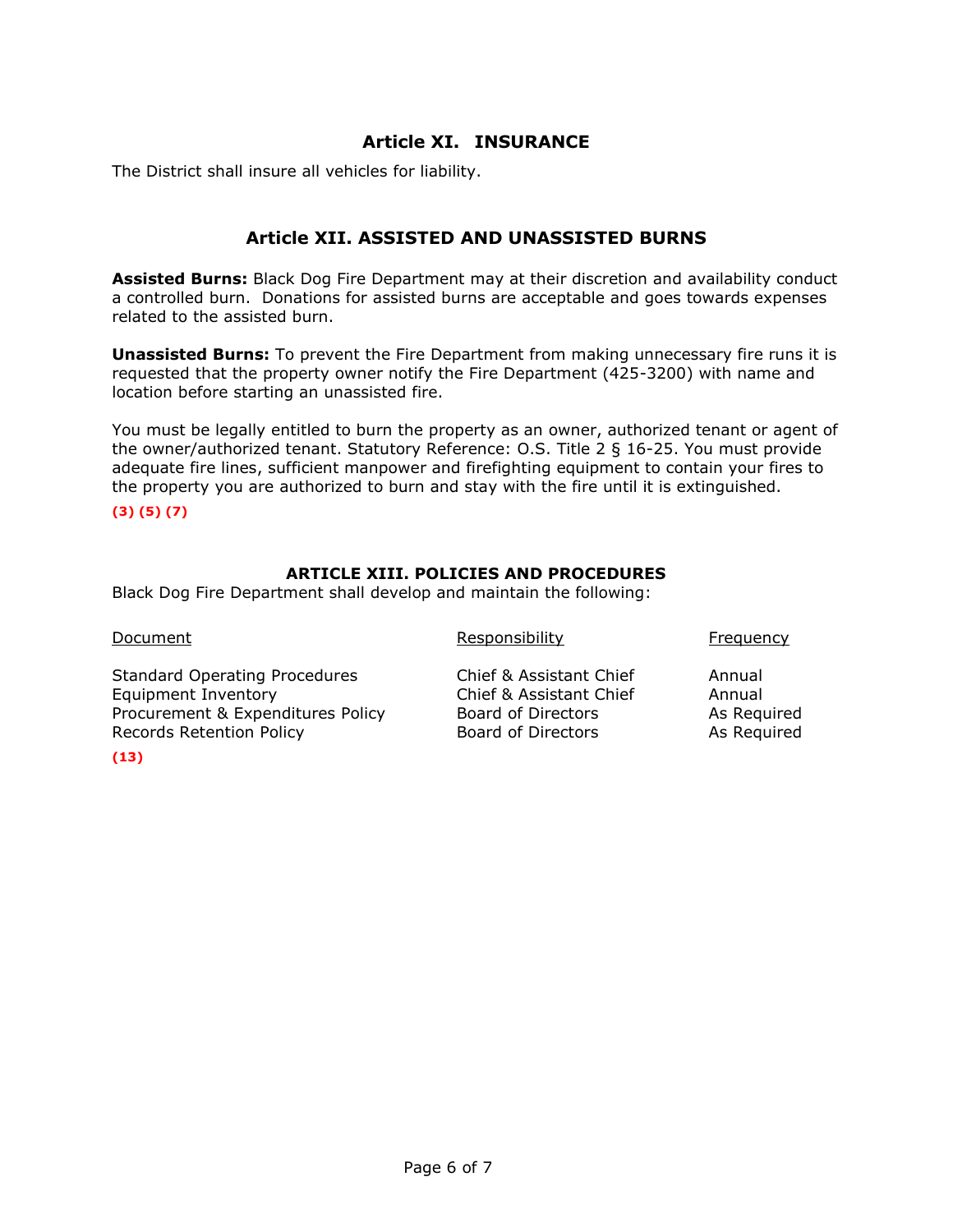## Article XI. INSURANCE

The District shall insure all vehicles for liability.

## Article XII. ASSISTED AND UNASSISTED BURNS

**Assisted Burns:** Black Dog Fire Department may at their discretion and availability conduct a controlled burn. Donations for assisted burns are acceptable and goes towards expenses related to the assisted burn.

**Unassisted Burns:** To prevent the Fire Department from making unnecessary fire runs it is requested that the property owner notify the Fire Department (425-3200) with name and location before starting an unassisted fire.

You must be legally entitled to burn the property as an owner, authorized tenant or agent of the owner/authorized tenant. Statutory Reference: O.S. Title 2 § 16-25. You must provide adequate fire lines, sufficient manpower and firefighting equipment to contain your fires to the property you are authorized to burn and stay with the fire until it is extinguished.

**(3) (5) (7)**

## ARTICLE XIII. POLICIES AND PROCEDURES

Black Dog Fire Department shall develop and maintain the following:

| Document | Responsibility | Frequency |
|---|---|---|
| Standard Operating Procedures | Chief & Assistant Chief | Annual |
| Equipment Inventory | Chief & Assistant Chief | Annual |
| Procurement & Expenditures Policy | Board of Directors | As Required |
| Records Retention Policy | Board of Directors | As Required |

**(13)**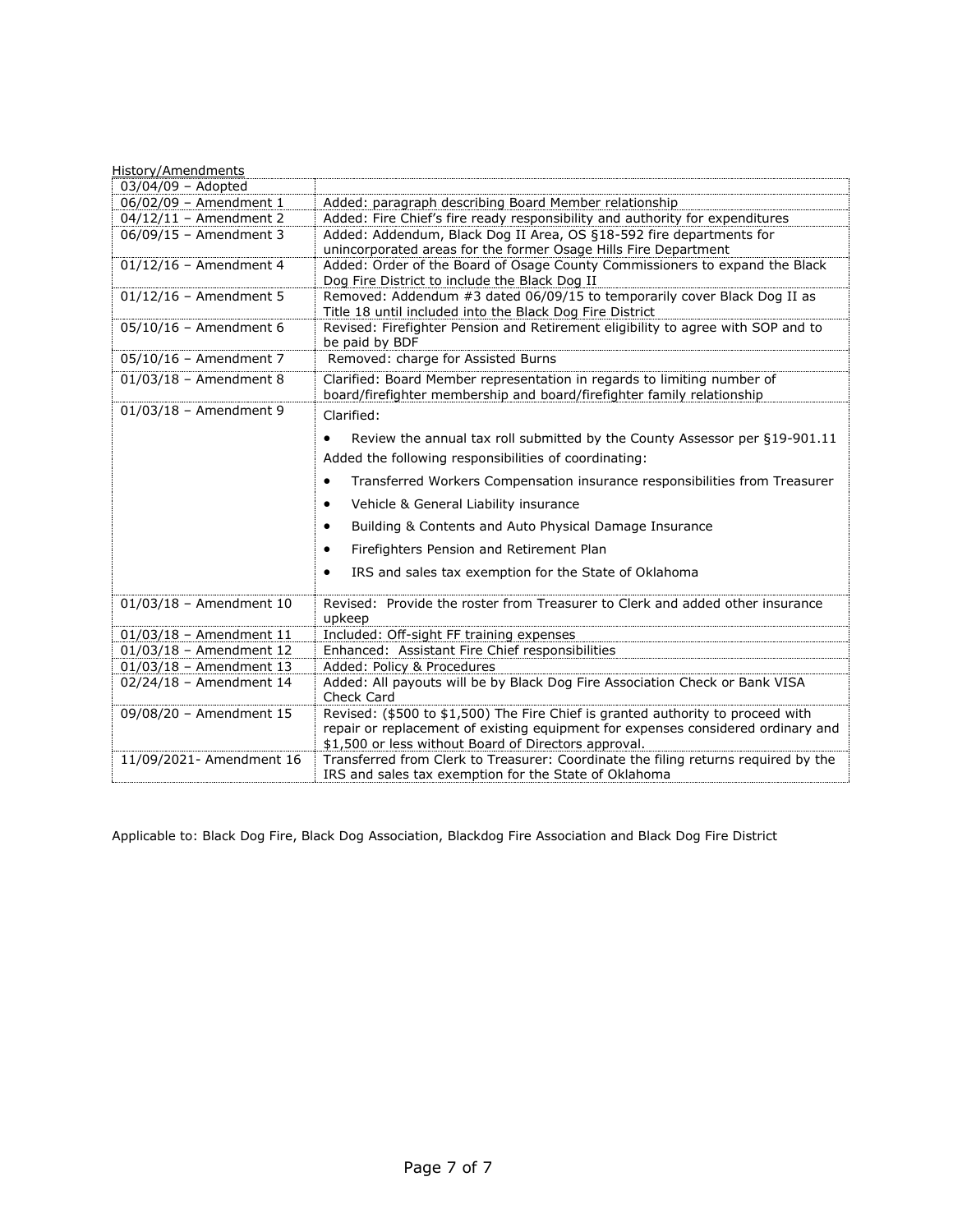History/Amendments

| | |
|---|---|
| 03/04/09 – Adopted | |
| 06/02/09 – Amendment 1 | Added: paragraph describing Board Member relationship |
| 04/12/11 – Amendment 2 | Added: Fire Chief's fire ready responsibility and authority for expenditures |
| 06/09/15 – Amendment 3 | Added: Addendum, Black Dog II Area, OS §18-592 fire departments for unincorporated areas for the former Osage Hills Fire Department |
| 01/12/16 – Amendment 4 | Added: Order of the Board of Osage County Commissioners to expand the Black Dog Fire District to include the Black Dog II |
| 01/12/16 – Amendment 5 | Removed: Addendum #3 dated 06/09/15 to temporarily cover Black Dog II as Title 18 until included into the Black Dog Fire District |
| 05/10/16 – Amendment 6 | Revised: Firefighter Pension and Retirement eligibility to agree with SOP and to be paid by BDF |
| 05/10/16 – Amendment 7 | Removed: charge for Assisted Burns |
| 01/03/18 – Amendment 8 | Clarified: Board Member representation in regards to limiting number of board/firefighter membership and board/firefighter family relationship |
| 01/03/18 – Amendment 9 | Clarified: <br>• Review the annual tax roll submitted by the County Assessor per §19-901.11 <br>Added the following responsibilities of coordinating: <br>• Transferred Workers Compensation insurance responsibilities from Treasurer <br>• Vehicle & General Liability insurance <br>• Building & Contents and Auto Physical Damage Insurance <br>• Firefighters Pension and Retirement Plan <br>• IRS and sales tax exemption for the State of Oklahoma |
| 01/03/18 – Amendment 10 | Revised: Provide the roster from Treasurer to Clerk and added other insurance upkeep |
| 01/03/18 – Amendment 11 | Included: Off-sight FF training expenses |
| 01/03/18 – Amendment 12 | Enhanced: Assistant Fire Chief responsibilities |
| 01/03/18 – Amendment 13 | Added: Policy & Procedures |
| 02/24/18 – Amendment 14 | Added: All payouts will be by Black Dog Fire Association Check or Bank VISA Check Card |
| 09/08/20 – Amendment 15 | Revised: ($500 to $1,500) The Fire Chief is granted authority to proceed with repair or replacement of existing equipment for expenses considered ordinary and $1,500 or less without Board of Directors approval. |
| 11/09/2021- Amendment 16 | Transferred from Clerk to Treasurer: Coordinate the filing returns required by the IRS and sales tax exemption for the State of Oklahoma |

Applicable to: Black Dog Fire, Black Dog Association, Blackdog Fire Association and Black Dog Fire District